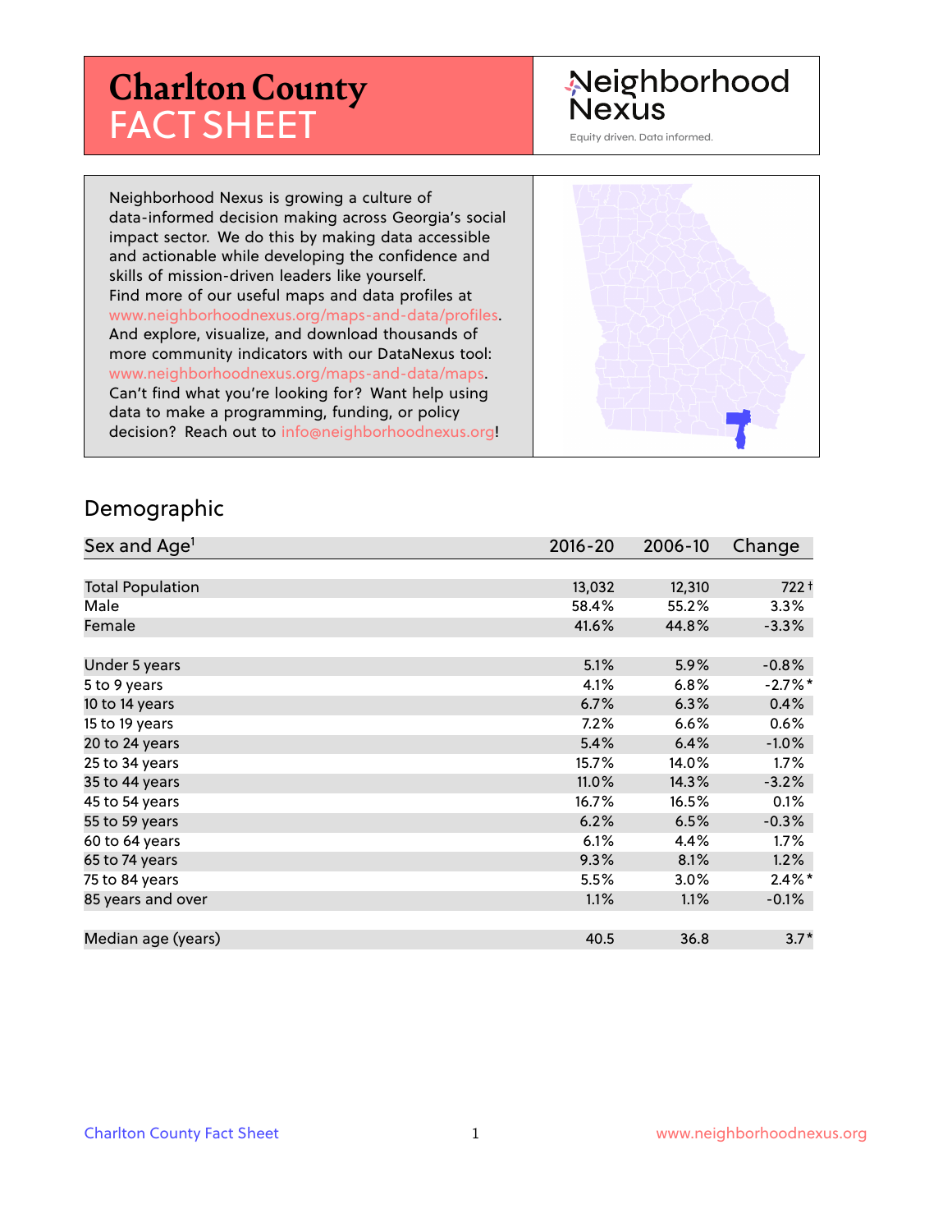# Charlton County FACT SHEET

Neighborhood Nexus

Equity driven. Data informed.

Neighborhood Nexus is growing a culture of data-informed decision making across Georgia's social impact sector. We do this by making data accessible and actionable while developing the confidence and skills of mission-driven leaders like yourself. Find more of our useful maps and data profiles at www.neighborhoodnexus.org/maps-and-data/profiles. And explore, visualize, and download thousands of more community indicators with our DataNexus tool: www.neighborhoodnexus.org/maps-and-data/maps. Can't find what you're looking for? Want help using data to make a programming, funding, or policy decision? Reach out to info@neighborhoodnexus.org!

## Demographic

| Sex and Age[1] | 2016-20 | 2006-10 | Change |
|---|---|---|---|
| Total Population | 13,032 | 12,310 | 722 † |
| Male | 58.4% | 55.2% | 3.3% |
| Female | 41.6% | 44.8% | -3.3% |
| | | | |
| Under 5 years | 5.1% | 5.9% | -0.8% |
| 5 to 9 years | 4.1% | 6.8% | -2.7%* |
| 10 to 14 years | 6.7% | 6.3% | 0.4% |
| 15 to 19 years | 7.2% | 6.6% | 0.6% |
| 20 to 24 years | 5.4% | 6.4% | -1.0% |
| 25 to 34 years | 15.7% | 14.0% | 1.7% |
| 35 to 44 years | 11.0% | 14.3% | -3.2% |
| 45 to 54 years | 16.7% | 16.5% | 0.1% |
| 55 to 59 years | 6.2% | 6.5% | -0.3% |
| 60 to 64 years | 6.1% | 4.4% | 1.7% |
| 65 to 74 years | 9.3% | 8.1% | 1.2% |
| 75 to 84 years | 5.5% | 3.0% | 2.4%* |
| 85 years and over | 1.1% | 1.1% | -0.1% |
| | | | |
| Median age (years) | 40.5 | 36.8 | 3.7* |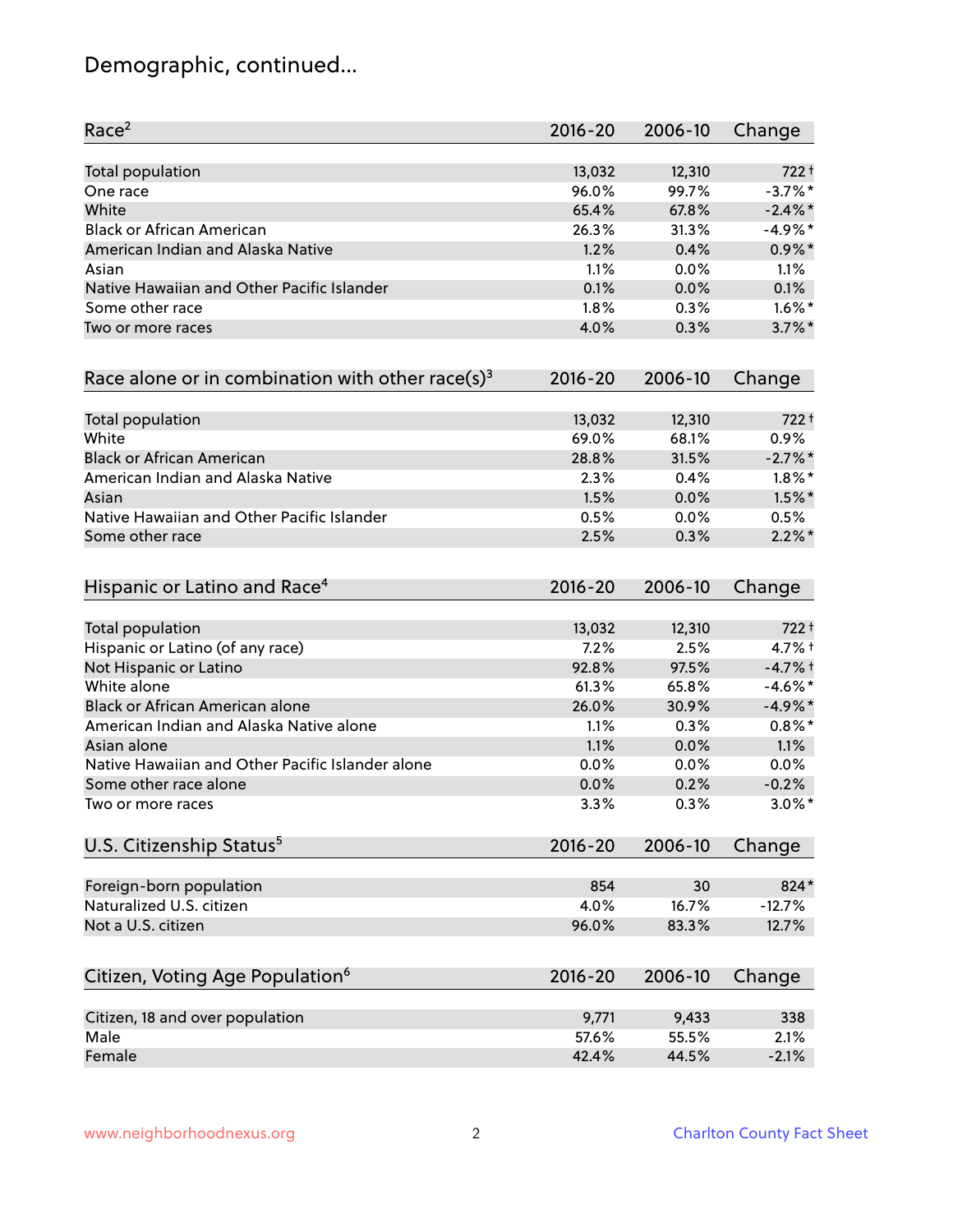# Demographic, continued...

| Race[2] | 2016-20 | 2006-10 | Change |
|---|---|---|---|
| Total population | 13,032 | 12,310 | 722† |
| One race | 96.0% | 99.7% | -3.7%* |
| White | 65.4% | 67.8% | -2.4%* |
| Black or African American | 26.3% | 31.3% | -4.9%* |
| American Indian and Alaska Native | 1.2% | 0.4% | 0.9%* |
| Asian | 1.1% | 0.0% | 1.1% |
| Native Hawaiian and Other Pacific Islander | 0.1% | 0.0% | 0.1% |
| Some other race | 1.8% | 0.3% | 1.6%* |
| Two or more races | 4.0% | 0.3% | 3.7%* |

| Race alone or in combination with other race(s)[3] | 2016-20 | 2006-10 | Change |
|---|---|---|---|
| Total population | 13,032 | 12,310 | 722† |
| White | 69.0% | 68.1% | 0.9% |
| Black or African American | 28.8% | 31.5% | -2.7%* |
| American Indian and Alaska Native | 2.3% | 0.4% | 1.8%* |
| Asian | 1.5% | 0.0% | 1.5%* |
| Native Hawaiian and Other Pacific Islander | 0.5% | 0.0% | 0.5% |
| Some other race | 2.5% | 0.3% | 2.2%* |

| Hispanic or Latino and Race[4] | 2016-20 | 2006-10 | Change |
|---|---|---|---|
| Total population | 13,032 | 12,310 | 722† |
| Hispanic or Latino (of any race) | 7.2% | 2.5% | 4.7%† |
| Not Hispanic or Latino | 92.8% | 97.5% | -4.7%† |
| White alone | 61.3% | 65.8% | -4.6%* |
| Black or African American alone | 26.0% | 30.9% | -4.9%* |
| American Indian and Alaska Native alone | 1.1% | 0.3% | 0.8%* |
| Asian alone | 1.1% | 0.0% | 1.1% |
| Native Hawaiian and Other Pacific Islander alone | 0.0% | 0.0% | 0.0% |
| Some other race alone | 0.0% | 0.2% | -0.2% |
| Two or more races | 3.3% | 0.3% | 3.0%* |

| U.S. Citizenship Status[5] | 2016-20 | 2006-10 | Change |
|---|---|---|---|
| Foreign-born population | 854 | 30 | 824* |
| Naturalized U.S. citizen | 4.0% | 16.7% | -12.7% |
| Not a U.S. citizen | 96.0% | 83.3% | 12.7% |

| Citizen, Voting Age Population[6] | 2016-20 | 2006-10 | Change |
|---|---|---|---|
| Citizen, 18 and over population | 9,771 | 9,433 | 338 |
| Male | 57.6% | 55.5% | 2.1% |
| Female | 42.4% | 44.5% | -2.1% |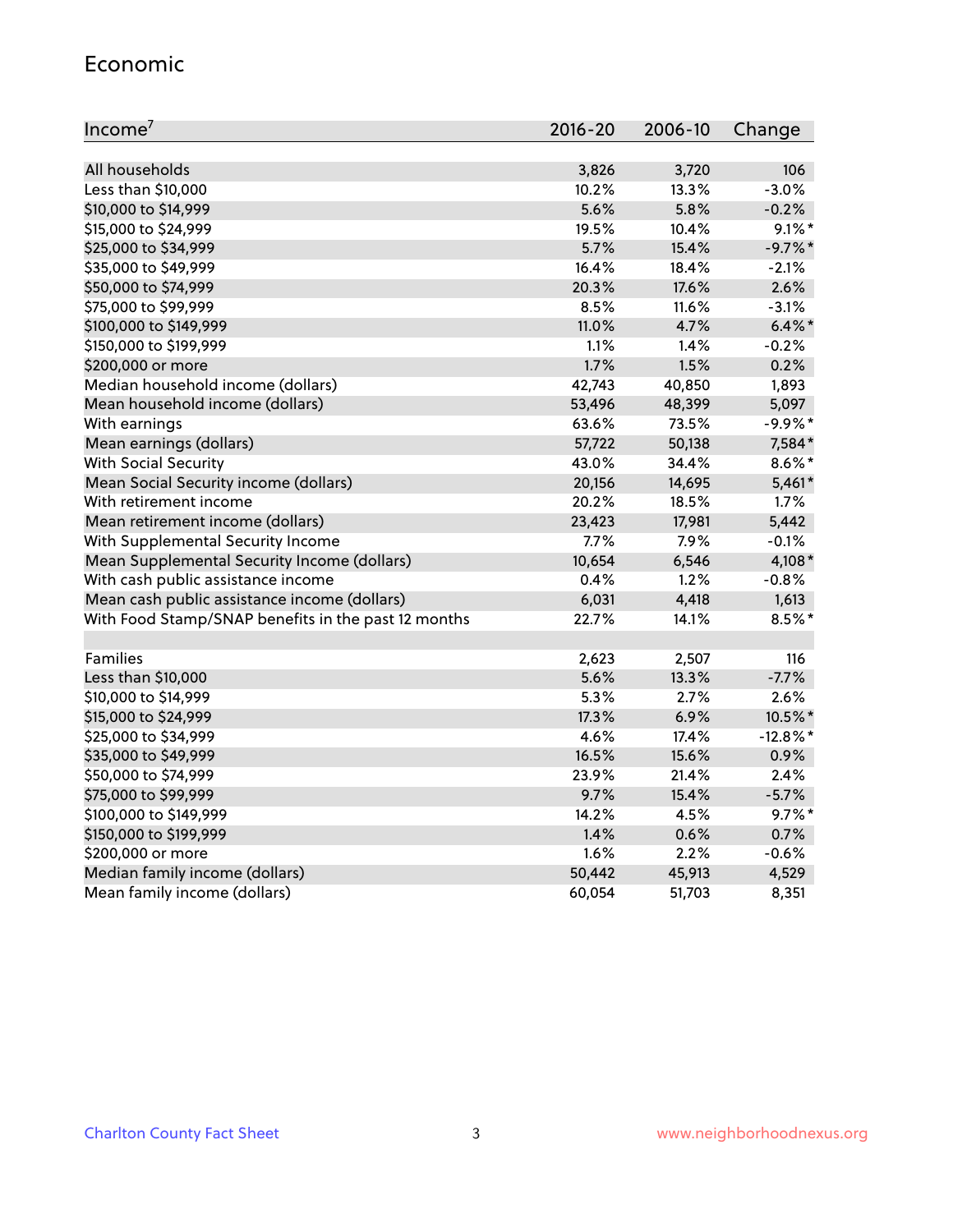## Economic

| Income[7] | 2016-20 | 2006-10 | Change |
|---|---|---|---|
| All households | 3,826 | 3,720 | 106 |
| Less than $10,000 | 10.2% | 13.3% | -3.0% |
| $10,000 to $14,999 | 5.6% | 5.8% | -0.2% |
| $15,000 to $24,999 | 19.5% | 10.4% | 9.1%* |
| $25,000 to $34,999 | 5.7% | 15.4% | -9.7%* |
| $35,000 to $49,999 | 16.4% | 18.4% | -2.1% |
| $50,000 to $74,999 | 20.3% | 17.6% | 2.6% |
| $75,000 to $99,999 | 8.5% | 11.6% | -3.1% |
| $100,000 to $149,999 | 11.0% | 4.7% | 6.4%* |
| $150,000 to $199,999 | 1.1% | 1.4% | -0.2% |
| $200,000 or more | 1.7% | 1.5% | 0.2% |
| Median household income (dollars) | 42,743 | 40,850 | 1,893 |
| Mean household income (dollars) | 53,496 | 48,399 | 5,097 |
| With earnings | 63.6% | 73.5% | -9.9%* |
| Mean earnings (dollars) | 57,722 | 50,138 | 7,584* |
| With Social Security | 43.0% | 34.4% | 8.6%* |
| Mean Social Security income (dollars) | 20,156 | 14,695 | 5,461* |
| With retirement income | 20.2% | 18.5% | 1.7% |
| Mean retirement income (dollars) | 23,423 | 17,981 | 5,442 |
| With Supplemental Security Income | 7.7% | 7.9% | -0.1% |
| Mean Supplemental Security Income (dollars) | 10,654 | 6,546 | 4,108* |
| With cash public assistance income | 0.4% | 1.2% | -0.8% |
| Mean cash public assistance income (dollars) | 6,031 | 4,418 | 1,613 |
| With Food Stamp/SNAP benefits in the past 12 months | 22.7% | 14.1% | 8.5%* |
| | | | |
| Families | 2,623 | 2,507 | 116 |
| Less than $10,000 | 5.6% | 13.3% | -7.7% |
| $10,000 to $14,999 | 5.3% | 2.7% | 2.6% |
| $15,000 to $24,999 | 17.3% | 6.9% | 10.5%* |
| $25,000 to $34,999 | 4.6% | 17.4% | -12.8%* |
| $35,000 to $49,999 | 16.5% | 15.6% | 0.9% |
| $50,000 to $74,999 | 23.9% | 21.4% | 2.4% |
| $75,000 to $99,999 | 9.7% | 15.4% | -5.7% |
| $100,000 to $149,999 | 14.2% | 4.5% | 9.7%* |
| $150,000 to $199,999 | 1.4% | 0.6% | 0.7% |
| $200,000 or more | 1.6% | 2.2% | -0.6% |
| Median family income (dollars) | 50,442 | 45,913 | 4,529 |
| Mean family income (dollars) | 60,054 | 51,703 | 8,351 |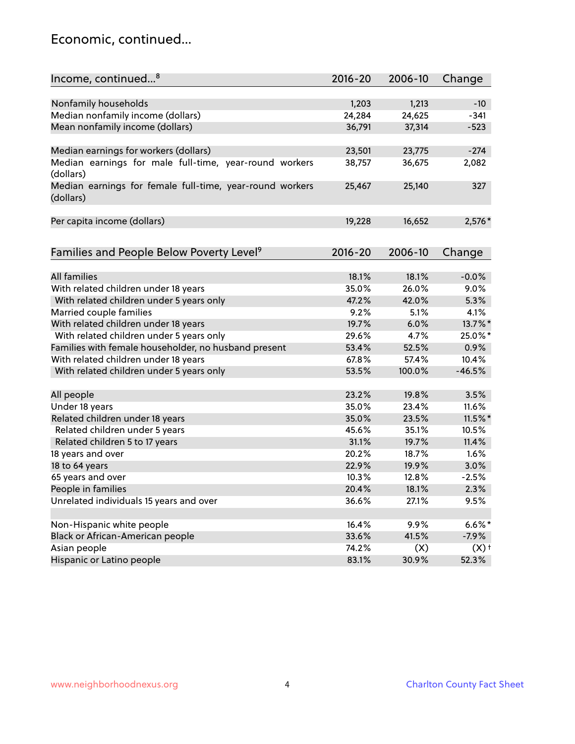## Economic, continued...

| Income, continued...[8] | 2016-20 | 2006-10 | Change |
|---|---|---|---|
| Nonfamily households | 1,203 | 1,213 | -10 |
| Median nonfamily income (dollars) | 24,284 | 24,625 | -341 |
| Mean nonfamily income (dollars) | 36,791 | 37,314 | -523 |
| Median earnings for workers (dollars) | 23,501 | 23,775 | -274 |
| Median earnings for male full-time, year-round workers (dollars) | 38,757 | 36,675 | 2,082 |
| Median earnings for female full-time, year-round workers (dollars) | 25,467 | 25,140 | 327 |
| Per capita income (dollars) | 19,228 | 16,652 | 2,576* |

| Families and People Below Poverty Level[9] | 2016-20 | 2006-10 | Change |
|---|---|---|---|
| All families | 18.1% | 18.1% | -0.0% |
| With related children under 18 years | 35.0% | 26.0% | 9.0% |
| With related children under 5 years only | 47.2% | 42.0% | 5.3% |
| Married couple families | 9.2% | 5.1% | 4.1% |
| With related children under 18 years | 19.7% | 6.0% | 13.7%* |
| With related children under 5 years only | 29.6% | 4.7% | 25.0%* |
| Families with female householder, no husband present | 53.4% | 52.5% | 0.9% |
| With related children under 18 years | 67.8% | 57.4% | 10.4% |
| With related children under 5 years only | 53.5% | 100.0% | -46.5% |
| All people | 23.2% | 19.8% | 3.5% |
| Under 18 years | 35.0% | 23.4% | 11.6% |
| Related children under 18 years | 35.0% | 23.5% | 11.5%* |
| Related children under 5 years | 45.6% | 35.1% | 10.5% |
| Related children 5 to 17 years | 31.1% | 19.7% | 11.4% |
| 18 years and over | 20.2% | 18.7% | 1.6% |
| 18 to 64 years | 22.9% | 19.9% | 3.0% |
| 65 years and over | 10.3% | 12.8% | -2.5% |
| People in families | 20.4% | 18.1% | 2.3% |
| Unrelated individuals 15 years and over | 36.6% | 27.1% | 9.5% |
| Non-Hispanic white people | 16.4% | 9.9% | 6.6%* |
| Black or African-American people | 33.6% | 41.5% | -7.9% |
| Asian people | 74.2% | (X) | (X)† |
| Hispanic or Latino people | 83.1% | 30.9% | 52.3% |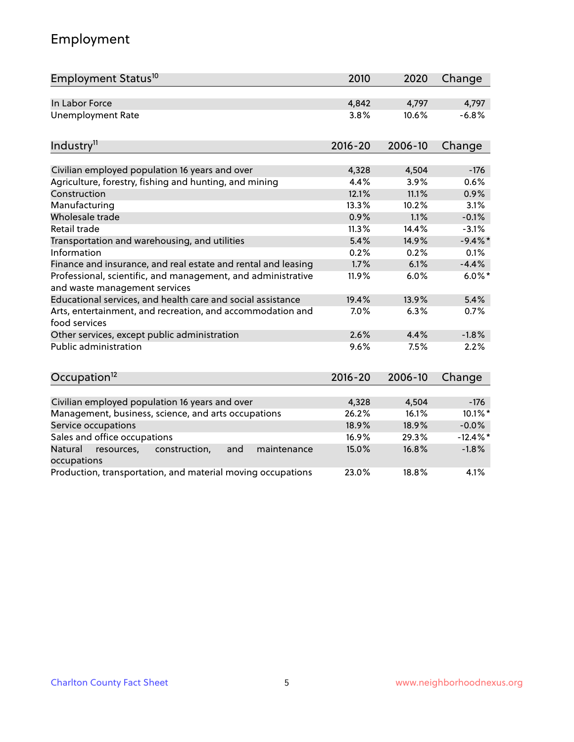## Employment

| Employment Status[10] | 2010 | 2020 | Change |
|---|---|---|---|
| In Labor Force | 4,842 | 4,797 | 4,797 |
| Unemployment Rate | 3.8% | 10.6% | -6.8% |

| Industry[11] | 2016-20 | 2006-10 | Change |
|---|---|---|---|
| Civilian employed population 16 years and over | 4,328 | 4,504 | -176 |
| Agriculture, forestry, fishing and hunting, and mining | 4.4% | 3.9% | 0.6% |
| Construction | 12.1% | 11.1% | 0.9% |
| Manufacturing | 13.3% | 10.2% | 3.1% |
| Wholesale trade | 0.9% | 1.1% | -0.1% |
| Retail trade | 11.3% | 14.4% | -3.1% |
| Transportation and warehousing, and utilities | 5.4% | 14.9% | -9.4%* |
| Information | 0.2% | 0.2% | 0.1% |
| Finance and insurance, and real estate and rental and leasing | 1.7% | 6.1% | -4.4% |
| Professional, scientific, and management, and administrative and waste management services | 11.9% | 6.0% | 6.0%* |
| Educational services, and health care and social assistance | 19.4% | 13.9% | 5.4% |
| Arts, entertainment, and recreation, and accommodation and food services | 7.0% | 6.3% | 0.7% |
| Other services, except public administration | 2.6% | 4.4% | -1.8% |
| Public administration | 9.6% | 7.5% | 2.2% |

| Occupation[12] | 2016-20 | 2006-10 | Change |
|---|---|---|---|
| Civilian employed population 16 years and over | 4,328 | 4,504 | -176 |
| Management, business, science, and arts occupations | 26.2% | 16.1% | 10.1%* |
| Service occupations | 18.9% | 18.9% | -0.0% |
| Sales and office occupations | 16.9% | 29.3% | -12.4%* |
| Natural resources, construction, and maintenance occupations | 15.0% | 16.8% | -1.8% |
| Production, transportation, and material moving occupations | 23.0% | 18.8% | 4.1% |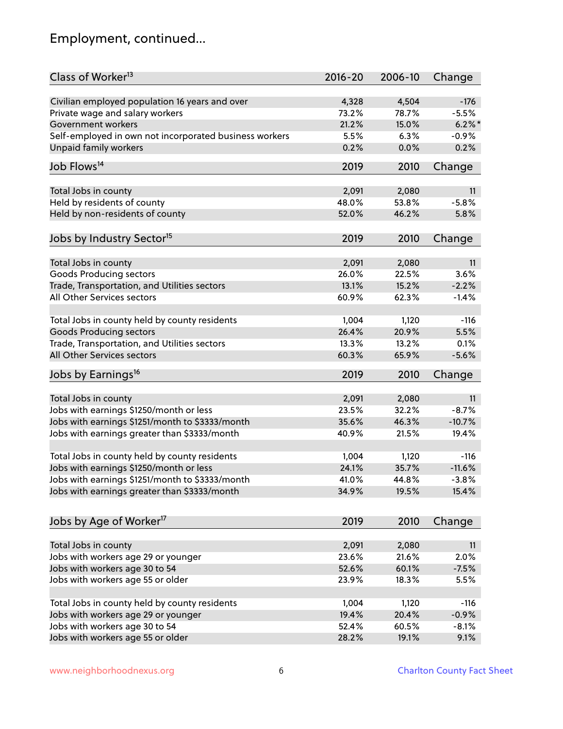# Employment, continued...

| Class of Worker[13] | 2016-20 | 2006-10 | Change |
|---|---|---|---|
| Civilian employed population 16 years and over | 4,328 | 4,504 | -176 |
| Private wage and salary workers | 73.2% | 78.7% | -5.5% |
| Government workers | 21.2% | 15.0% | 6.2%* |
| Self-employed in own not incorporated business workers | 5.5% | 6.3% | -0.9% |
| Unpaid family workers | 0.2% | 0.0% | 0.2% |

| Job Flows[14] | 2019 | 2010 | Change |
|---|---|---|---|
| Total Jobs in county | 2,091 | 2,080 | 11 |
| Held by residents of county | 48.0% | 53.8% | -5.8% |
| Held by non-residents of county | 52.0% | 46.2% | 5.8% |

| Jobs by Industry Sector[15] | 2019 | 2010 | Change |
|---|---|---|---|
| Total Jobs in county | 2,091 | 2,080 | 11 |
| Goods Producing sectors | 26.0% | 22.5% | 3.6% |
| Trade, Transportation, and Utilities sectors | 13.1% | 15.2% | -2.2% |
| All Other Services sectors | 60.9% | 62.3% | -1.4% |
| | | | |
| Total Jobs in county held by county residents | 1,004 | 1,120 | -116 |
| Goods Producing sectors | 26.4% | 20.9% | 5.5% |
| Trade, Transportation, and Utilities sectors | 13.3% | 13.2% | 0.1% |
| All Other Services sectors | 60.3% | 65.9% | -5.6% |

| Jobs by Earnings[16] | 2019 | 2010 | Change |
|---|---|---|---|
| Total Jobs in county | 2,091 | 2,080 | 11 |
| Jobs with earnings $1250/month or less | 23.5% | 32.2% | -8.7% |
| Jobs with earnings $1251/month to $3333/month | 35.6% | 46.3% | -10.7% |
| Jobs with earnings greater than $3333/month | 40.9% | 21.5% | 19.4% |
| | | | |
| Total Jobs in county held by county residents | 1,004 | 1,120 | -116 |
| Jobs with earnings $1250/month or less | 24.1% | 35.7% | -11.6% |
| Jobs with earnings $1251/month to $3333/month | 41.0% | 44.8% | -3.8% |
| Jobs with earnings greater than $3333/month | 34.9% | 19.5% | 15.4% |

| Jobs by Age of Worker[17] | 2019 | 2010 | Change |
|---|---|---|---|
| Total Jobs in county | 2,091 | 2,080 | 11 |
| Jobs with workers age 29 or younger | 23.6% | 21.6% | 2.0% |
| Jobs with workers age 30 to 54 | 52.6% | 60.1% | -7.5% |
| Jobs with workers age 55 or older | 23.9% | 18.3% | 5.5% |
| | | | |
| Total Jobs in county held by county residents | 1,004 | 1,120 | -116 |
| Jobs with workers age 29 or younger | 19.4% | 20.4% | -0.9% |
| Jobs with workers age 30 to 54 | 52.4% | 60.5% | -8.1% |
| Jobs with workers age 55 or older | 28.2% | 19.1% | 9.1% |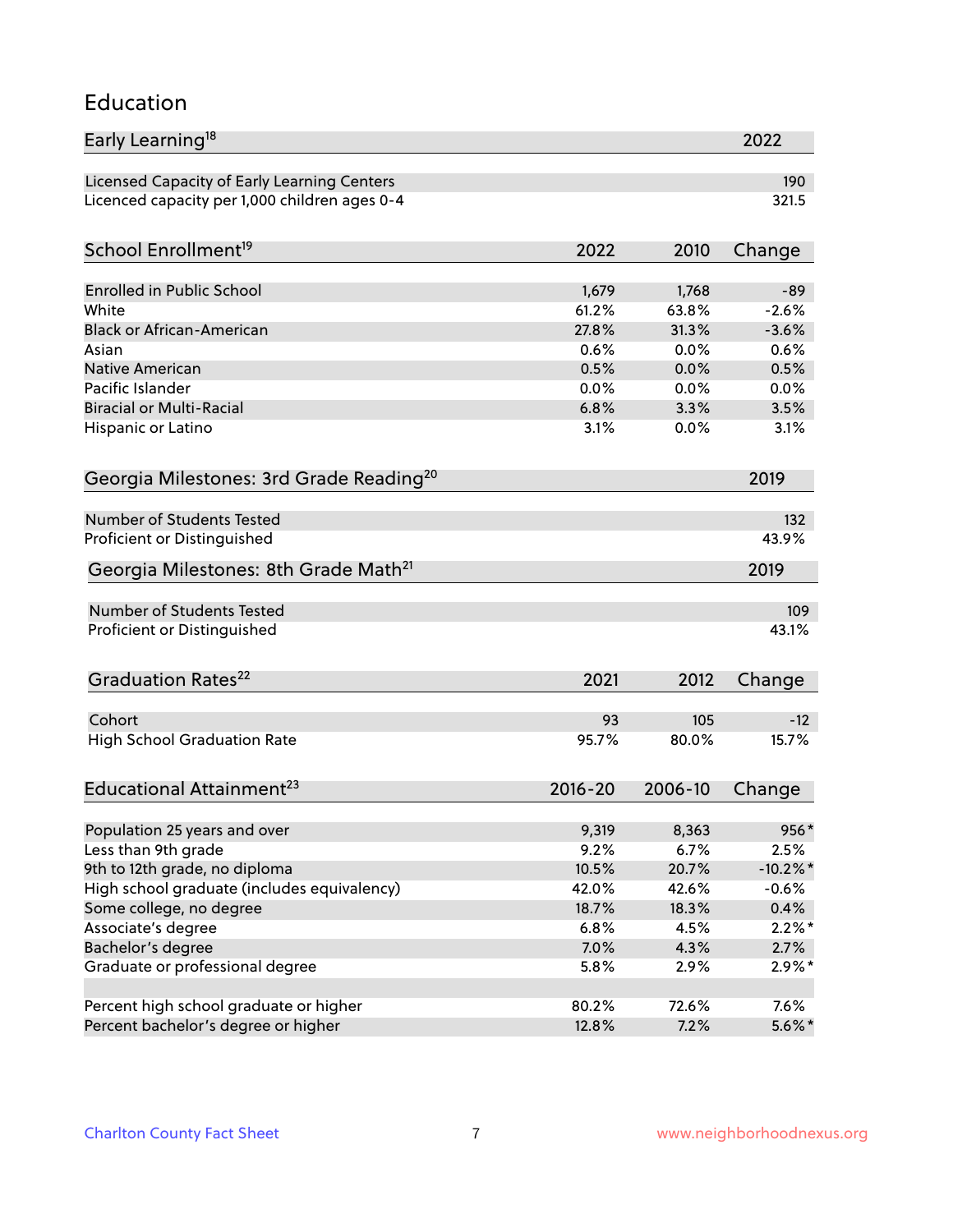## Education

| Early Learning[18] | 2022 |
|---|---|
| Licensed Capacity of Early Learning Centers | 190 |
| Licenced capacity per 1,000 children ages 0-4 | 321.5 |

| School Enrollment[19] | 2022 | 2010 | Change |
|---|---|---|---|
| Enrolled in Public School | 1,679 | 1,768 | -89 |
| White | 61.2% | 63.8% | -2.6% |
| Black or African-American | 27.8% | 31.3% | -3.6% |
| Asian | 0.6% | 0.0% | 0.6% |
| Native American | 0.5% | 0.0% | 0.5% |
| Pacific Islander | 0.0% | 0.0% | 0.0% |
| Biracial or Multi-Racial | 6.8% | 3.3% | 3.5% |
| Hispanic or Latino | 3.1% | 0.0% | 3.1% |

| Georgia Milestones: 3rd Grade Reading[20] | 2019 |
|---|---|
| Number of Students Tested | 132 |
| Proficient or Distinguished | 43.9% |

| Georgia Milestones: 8th Grade Math[21] | 2019 |
|---|---|
| Number of Students Tested | 109 |
| Proficient or Distinguished | 43.1% |

| Graduation Rates[22] | 2021 | 2012 | Change |
|---|---|---|---|
| Cohort | 93 | 105 | -12 |
| High School Graduation Rate | 95.7% | 80.0% | 15.7% |

| Educational Attainment[23] | 2016-20 | 2006-10 | Change |
|---|---|---|---|
| Population 25 years and over | 9,319 | 8,363 | 956* |
| Less than 9th grade | 9.2% | 6.7% | 2.5% |
| 9th to 12th grade, no diploma | 10.5% | 20.7% | -10.2%* |
| High school graduate (includes equivalency) | 42.0% | 42.6% | -0.6% |
| Some college, no degree | 18.7% | 18.3% | 0.4% |
| Associate's degree | 6.8% | 4.5% | 2.2%* |
| Bachelor's degree | 7.0% | 4.3% | 2.7% |
| Graduate or professional degree | 5.8% | 2.9% | 2.9%* |
| | | | |
| Percent high school graduate or higher | 80.2% | 72.6% | 7.6% |
| Percent bachelor's degree or higher | 12.8% | 7.2% | 5.6%* |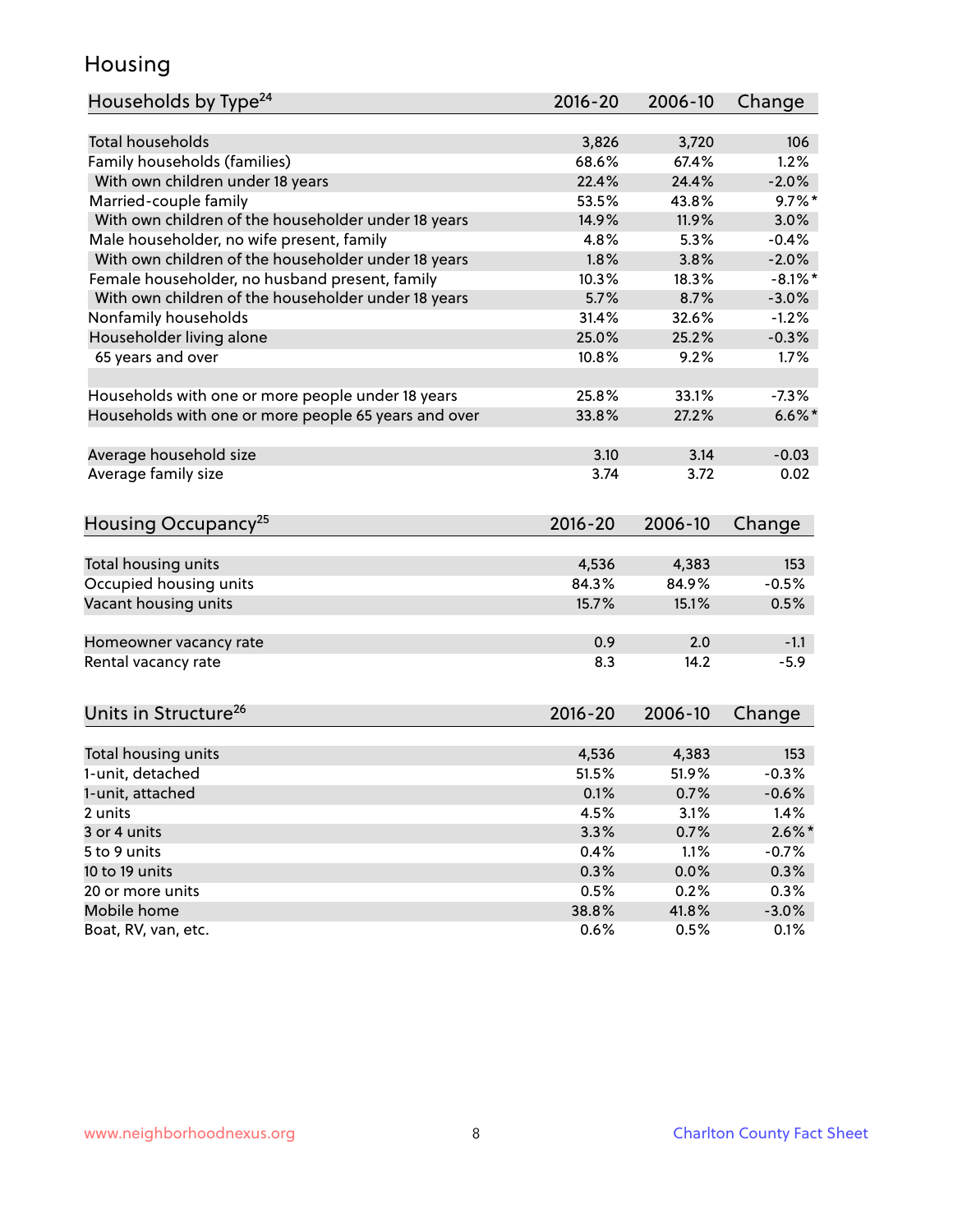# Housing

| Households by Type[24] | 2016-20 | 2006-10 | Change |
|---|---|---|---|
| Total households | 3,826 | 3,720 | 106 |
| Family households (families) | 68.6% | 67.4% | 1.2% |
| With own children under 18 years | 22.4% | 24.4% | -2.0% |
| Married-couple family | 53.5% | 43.8% | 9.7%* |
| With own children of the householder under 18 years | 14.9% | 11.9% | 3.0% |
| Male householder, no wife present, family | 4.8% | 5.3% | -0.4% |
| With own children of the householder under 18 years | 1.8% | 3.8% | -2.0% |
| Female householder, no husband present, family | 10.3% | 18.3% | -8.1%* |
| With own children of the householder under 18 years | 5.7% | 8.7% | -3.0% |
| Nonfamily households | 31.4% | 32.6% | -1.2% |
| Householder living alone | 25.0% | 25.2% | -0.3% |
| 65 years and over | 10.8% | 9.2% | 1.7% |
| | | | |
| Households with one or more people under 18 years | 25.8% | 33.1% | -7.3% |
| Households with one or more people 65 years and over | 33.8% | 27.2% | 6.6%* |
| | | | |
| Average household size | 3.10 | 3.14 | -0.03 |
| Average family size | 3.74 | 3.72 | 0.02 |

| Housing Occupancy[25] | 2016-20 | 2006-10 | Change |
|---|---|---|---|
| Total housing units | 4,536 | 4,383 | 153 |
| Occupied housing units | 84.3% | 84.9% | -0.5% |
| Vacant housing units | 15.7% | 15.1% | 0.5% |
| | | | |
| Homeowner vacancy rate | 0.9 | 2.0 | -1.1 |
| Rental vacancy rate | 8.3 | 14.2 | -5.9 |

| Units in Structure[26] | 2016-20 | 2006-10 | Change |
|---|---|---|---|
| Total housing units | 4,536 | 4,383 | 153 |
| 1-unit, detached | 51.5% | 51.9% | -0.3% |
| 1-unit, attached | 0.1% | 0.7% | -0.6% |
| 2 units | 4.5% | 3.1% | 1.4% |
| 3 or 4 units | 3.3% | 0.7% | 2.6%* |
| 5 to 9 units | 0.4% | 1.1% | -0.7% |
| 10 to 19 units | 0.3% | 0.0% | 0.3% |
| 20 or more units | 0.5% | 0.2% | 0.3% |
| Mobile home | 38.8% | 41.8% | -3.0% |
| Boat, RV, van, etc. | 0.6% | 0.5% | 0.1% |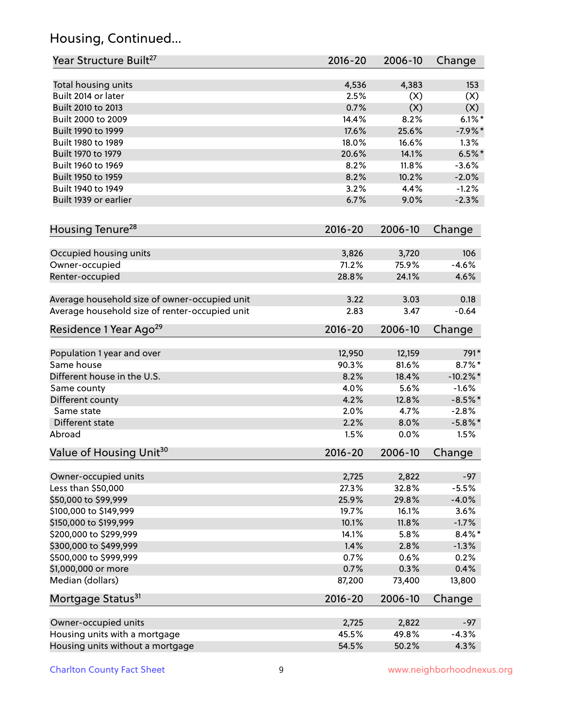## Housing, Continued...

| Year Structure Built[27] | 2016-20 | 2006-10 | Change |
|---|---|---|---|
| Total housing units | 4,536 | 4,383 | 153 |
| Built 2014 or later | 2.5% | (X) | (X) |
| Built 2010 to 2013 | 0.7% | (X) | (X) |
| Built 2000 to 2009 | 14.4% | 8.2% | 6.1%* |
| Built 1990 to 1999 | 17.6% | 25.6% | -7.9%* |
| Built 1980 to 1989 | 18.0% | 16.6% | 1.3% |
| Built 1970 to 1979 | 20.6% | 14.1% | 6.5%* |
| Built 1960 to 1969 | 8.2% | 11.8% | -3.6% |
| Built 1950 to 1959 | 8.2% | 10.2% | -2.0% |
| Built 1940 to 1949 | 3.2% | 4.4% | -1.2% |
| Built 1939 or earlier | 6.7% | 9.0% | -2.3% |

| Housing Tenure[28] | 2016-20 | 2006-10 | Change |
|---|---|---|---|
| Occupied housing units | 3,826 | 3,720 | 106 |
| Owner-occupied | 71.2% | 75.9% | -4.6% |
| Renter-occupied | 28.8% | 24.1% | 4.6% |
| Average household size of owner-occupied unit | 3.22 | 3.03 | 0.18 |
| Average household size of renter-occupied unit | 2.83 | 3.47 | -0.64 |

| Residence 1 Year Ago[29] | 2016-20 | 2006-10 | Change |
|---|---|---|---|
| Population 1 year and over | 12,950 | 12,159 | 791* |
| Same house | 90.3% | 81.6% | 8.7%* |
| Different house in the U.S. | 8.2% | 18.4% | -10.2%* |
| Same county | 4.0% | 5.6% | -1.6% |
| Different county | 4.2% | 12.8% | -8.5%* |
| Same state | 2.0% | 4.7% | -2.8% |
| Different state | 2.2% | 8.0% | -5.8%* |
| Abroad | 1.5% | 0.0% | 1.5% |

| Value of Housing Unit[30] | 2016-20 | 2006-10 | Change |
|---|---|---|---|
| Owner-occupied units | 2,725 | 2,822 | -97 |
| Less than $50,000 | 27.3% | 32.8% | -5.5% |
| $50,000 to $99,999 | 25.9% | 29.8% | -4.0% |
| $100,000 to $149,999 | 19.7% | 16.1% | 3.6% |
| $150,000 to $199,999 | 10.1% | 11.8% | -1.7% |
| $200,000 to $299,999 | 14.1% | 5.8% | 8.4%* |
| $300,000 to $499,999 | 1.4% | 2.8% | -1.3% |
| $500,000 to $999,999 | 0.7% | 0.6% | 0.2% |
| $1,000,000 or more | 0.7% | 0.3% | 0.4% |
| Median (dollars) | 87,200 | 73,400 | 13,800 |

| Mortgage Status[31] | 2016-20 | 2006-10 | Change |
|---|---|---|---|
| Owner-occupied units | 2,725 | 2,822 | -97 |
| Housing units with a mortgage | 45.5% | 49.8% | -4.3% |
| Housing units without a mortgage | 54.5% | 50.2% | 4.3% |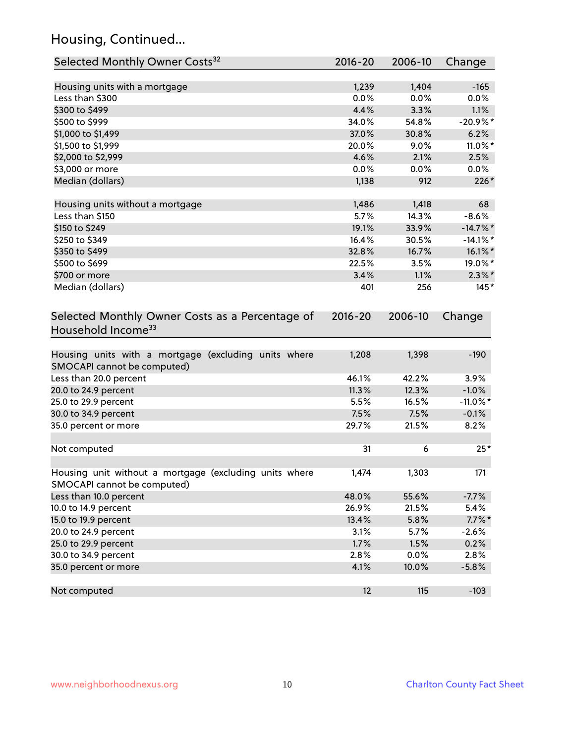## Housing, Continued...

| Selected Monthly Owner Costs[32] | 2016-20 | 2006-10 | Change |
|---|---|---|---|
| Housing units with a mortgage | 1,239 | 1,404 | -165 |
| Less than $300 | 0.0% | 0.0% | 0.0% |
| $300 to $499 | 4.4% | 3.3% | 1.1% |
| $500 to $999 | 34.0% | 54.8% | -20.9%* |
| $1,000 to $1,499 | 37.0% | 30.8% | 6.2% |
| $1,500 to $1,999 | 20.0% | 9.0% | 11.0%* |
| $2,000 to $2,999 | 4.6% | 2.1% | 2.5% |
| $3,000 or more | 0.0% | 0.0% | 0.0% |
| Median (dollars) | 1,138 | 912 | 226* |
| Housing units without a mortgage | 1,486 | 1,418 | 68 |
| Less than $150 | 5.7% | 14.3% | -8.6% |
| $150 to $249 | 19.1% | 33.9% | -14.7%* |
| $250 to $349 | 16.4% | 30.5% | -14.1%* |
| $350 to $499 | 32.8% | 16.7% | 16.1%* |
| $500 to $699 | 22.5% | 3.5% | 19.0%* |
| $700 or more | 3.4% | 1.1% | 2.3%* |
| Median (dollars) | 401 | 256 | 145* |

| Selected Monthly Owner Costs as a Percentage of Household Income[33] | 2016-20 | 2006-10 | Change |
|---|---|---|---|
| Housing units with a mortgage (excluding units where SMOCAPI cannot be computed) | 1,208 | 1,398 | -190 |
| Less than 20.0 percent | 46.1% | 42.2% | 3.9% |
| 20.0 to 24.9 percent | 11.3% | 12.3% | -1.0% |
| 25.0 to 29.9 percent | 5.5% | 16.5% | -11.0%* |
| 30.0 to 34.9 percent | 7.5% | 7.5% | -0.1% |
| 35.0 percent or more | 29.7% | 21.5% | 8.2% |
| Not computed | 31 | 6 | 25* |
| Housing unit without a mortgage (excluding units where SMOCAPI cannot be computed) | 1,474 | 1,303 | 171 |
| Less than 10.0 percent | 48.0% | 55.6% | -7.7% |
| 10.0 to 14.9 percent | 26.9% | 21.5% | 5.4% |
| 15.0 to 19.9 percent | 13.4% | 5.8% | 7.7%* |
| 20.0 to 24.9 percent | 3.1% | 5.7% | -2.6% |
| 25.0 to 29.9 percent | 1.7% | 1.5% | 0.2% |
| 30.0 to 34.9 percent | 2.8% | 0.0% | 2.8% |
| 35.0 percent or more | 4.1% | 10.0% | -5.8% |
| Not computed | 12 | 115 | -103 |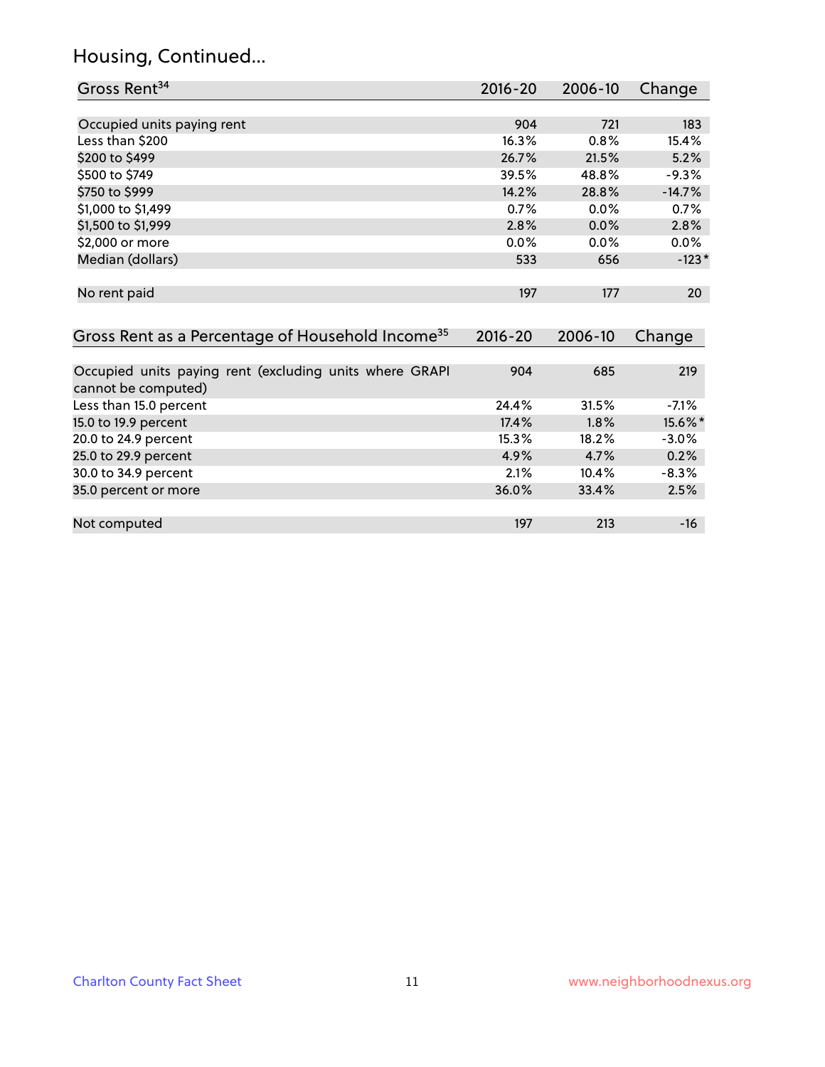# Housing, Continued...

| Gross Rent[34] | 2016-20 | 2006-10 | Change |
|---|---|---|---|
| Occupied units paying rent | 904 | 721 | 183 |
| Less than $200 | 16.3% | 0.8% | 15.4% |
| $200 to $499 | 26.7% | 21.5% | 5.2% |
| $500 to $749 | 39.5% | 48.8% | -9.3% |
| $750 to $999 | 14.2% | 28.8% | -14.7% |
| $1,000 to $1,499 | 0.7% | 0.0% | 0.7% |
| $1,500 to $1,999 | 2.8% | 0.0% | 2.8% |
| $2,000 or more | 0.0% | 0.0% | 0.0% |
| Median (dollars) | 533 | 656 | -123* |
| No rent paid | 197 | 177 | 20 |

| Gross Rent as a Percentage of Household Income[35] | 2016-20 | 2006-10 | Change |
|---|---|---|---|
| Occupied units paying rent (excluding units where GRAPI cannot be computed) | 904 | 685 | 219 |
| Less than 15.0 percent | 24.4% | 31.5% | -7.1% |
| 15.0 to 19.9 percent | 17.4% | 1.8% | 15.6%* |
| 20.0 to 24.9 percent | 15.3% | 18.2% | -3.0% |
| 25.0 to 29.9 percent | 4.9% | 4.7% | 0.2% |
| 30.0 to 34.9 percent | 2.1% | 10.4% | -8.3% |
| 35.0 percent or more | 36.0% | 33.4% | 2.5% |
| Not computed | 197 | 213 | -16 |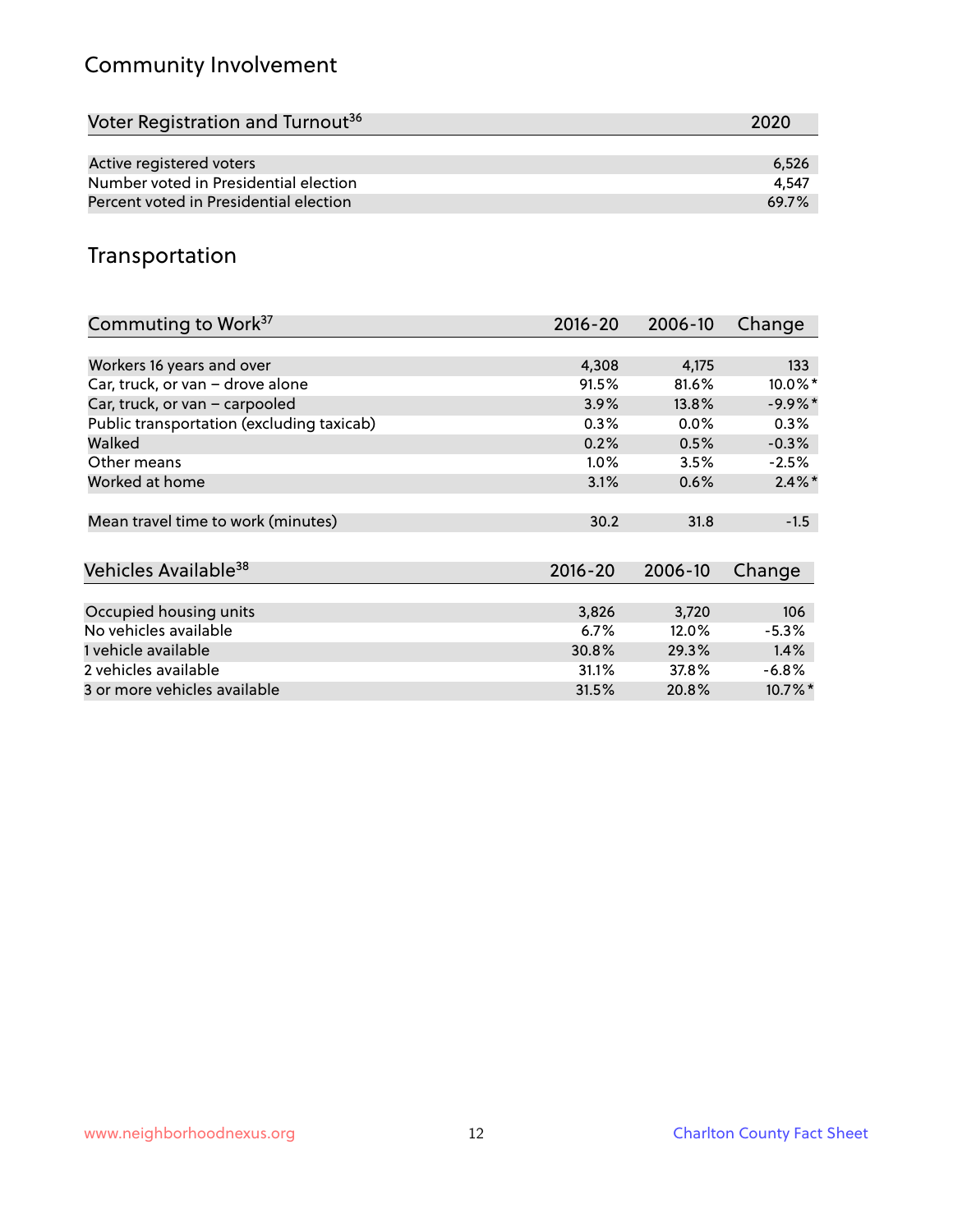## Community Involvement

| Voter Registration and Turnout[36] | 2020 |
|---|---|
| Active registered voters | 6,526 |
| Number voted in Presidential election | 4,547 |
| Percent voted in Presidential election | 69.7% |

## Transportation

| Commuting to Work[37] | 2016-20 | 2006-10 | Change |
|---|---|---|---|
| Workers 16 years and over | 4,308 | 4,175 | 133 |
| Car, truck, or van – drove alone | 91.5% | 81.6% | 10.0%* |
| Car, truck, or van – carpooled | 3.9% | 13.8% | -9.9%* |
| Public transportation (excluding taxicab) | 0.3% | 0.0% | 0.3% |
| Walked | 0.2% | 0.5% | -0.3% |
| Other means | 1.0% | 3.5% | -2.5% |
| Worked at home | 3.1% | 0.6% | 2.4%* |
| Mean travel time to work (minutes) | 30.2 | 31.8 | -1.5 |

| Vehicles Available[38] | 2016-20 | 2006-10 | Change |
|---|---|---|---|
| Occupied housing units | 3,826 | 3,720 | 106 |
| No vehicles available | 6.7% | 12.0% | -5.3% |
| 1 vehicle available | 30.8% | 29.3% | 1.4% |
| 2 vehicles available | 31.1% | 37.8% | -6.8% |
| 3 or more vehicles available | 31.5% | 20.8% | 10.7%* |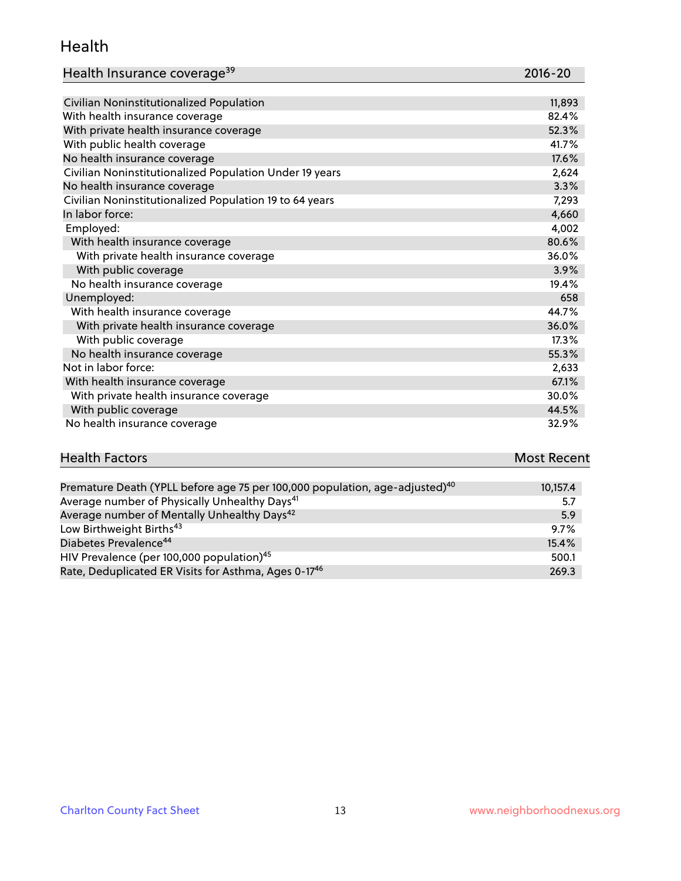## Health

| Health Insurance coverage[39] | 2016-20 |
|---|---|
| Civilian Noninstitutionalized Population | 11,893 |
| With health insurance coverage | 82.4% |
| With private health insurance coverage | 52.3% |
| With public health coverage | 41.7% |
| No health insurance coverage | 17.6% |
| Civilian Noninstitutionalized Population Under 19 years | 2,624 |
| No health insurance coverage | 3.3% |
| Civilian Noninstitutionalized Population 19 to 64 years | 7,293 |
| In labor force: | 4,660 |
| Employed: | 4,002 |
| With health insurance coverage | 80.6% |
| With private health insurance coverage | 36.0% |
| With public coverage | 3.9% |
| No health insurance coverage | 19.4% |
| Unemployed: | 658 |
| With health insurance coverage | 44.7% |
| With private health insurance coverage | 36.0% |
| With public coverage | 17.3% |
| No health insurance coverage | 55.3% |
| Not in labor force: | 2,633 |
| With health insurance coverage | 67.1% |
| With private health insurance coverage | 30.0% |
| With public coverage | 44.5% |
| No health insurance coverage | 32.9% |

| Health Factors | Most Recent |
|---|---|
| Premature Death (YPLL before age 75 per 100,000 population, age-adjusted)[40] | 10,157.4 |
| Average number of Physically Unhealthy Days[41] | 5.7 |
| Average number of Mentally Unhealthy Days[42] | 5.9 |
| Low Birthweight Births[43] | 9.7% |
| Diabetes Prevalence[44] | 15.4% |
| HIV Prevalence (per 100,000 population)[45] | 500.1 |
| Rate, Deduplicated ER Visits for Asthma, Ages 0-17[46] | 269.3 |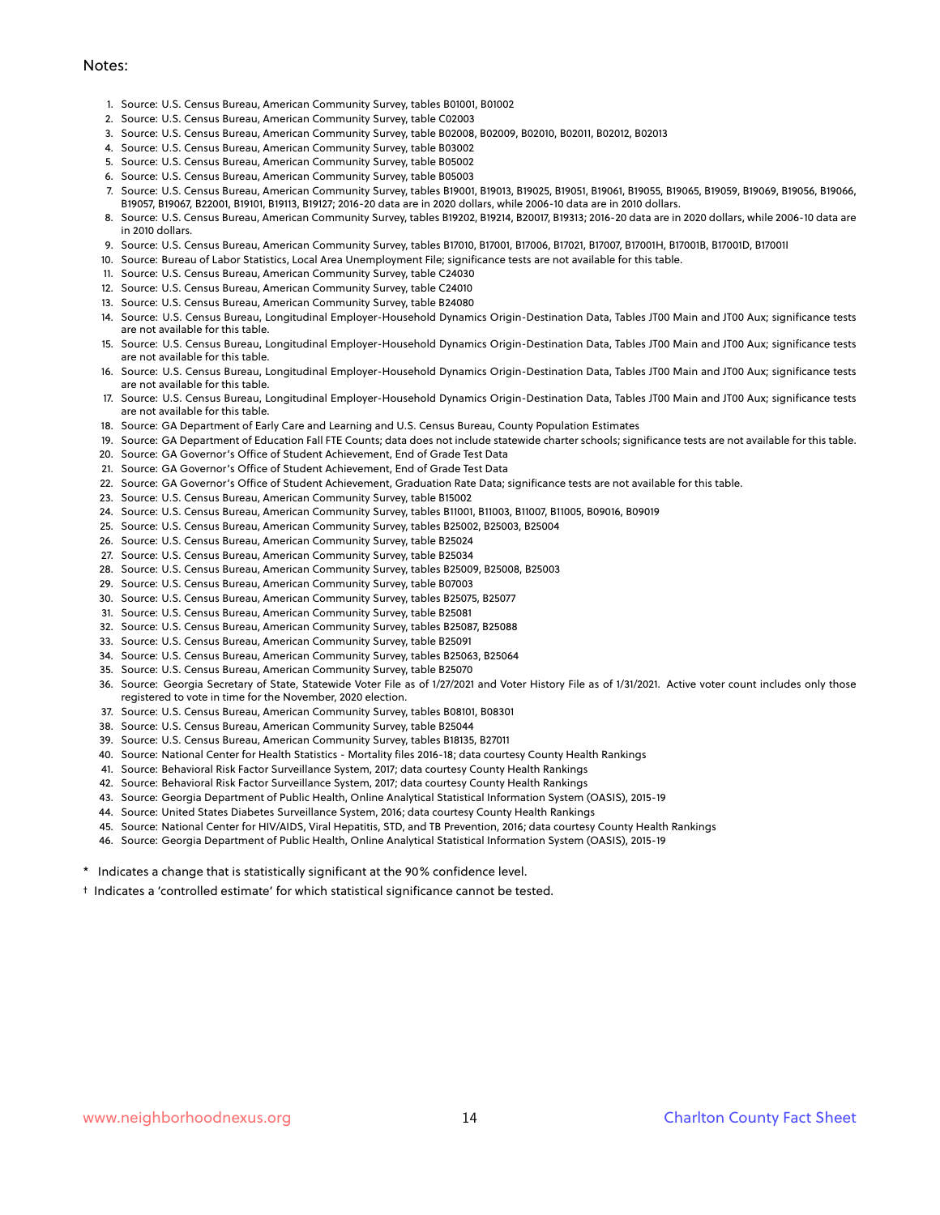Notes:

1. Source: U.S. Census Bureau, American Community Survey, tables B01001, B01002
2. Source: U.S. Census Bureau, American Community Survey, table C02003
3. Source: U.S. Census Bureau, American Community Survey, table B02008, B02009, B02010, B02011, B02012, B02013
4. Source: U.S. Census Bureau, American Community Survey, table B03002
5. Source: U.S. Census Bureau, American Community Survey, table B05002
6. Source: U.S. Census Bureau, American Community Survey, table B05003
7. Source: U.S. Census Bureau, American Community Survey, tables B19001, B19013, B19025, B19051, B19061, B19055, B19065, B19059, B19069, B19056, B19066, B19057, B19067, B22001, B19101, B19113, B19127; 2016-20 data are in 2020 dollars, while 2006-10 data are in 2010 dollars.
8. Source: U.S. Census Bureau, American Community Survey, tables B19202, B19214, B20017, B19313; 2016-20 data are in 2020 dollars, while 2006-10 data are in 2010 dollars.
9. Source: U.S. Census Bureau, American Community Survey, tables B17010, B17001, B17006, B17021, B17007, B17001H, B17001B, B17001D, B17001I
10. Source: Bureau of Labor Statistics, Local Area Unemployment File; significance tests are not available for this table.
11. Source: U.S. Census Bureau, American Community Survey, table C24030
12. Source: U.S. Census Bureau, American Community Survey, table C24010
13. Source: U.S. Census Bureau, American Community Survey, table B24080
14. Source: U.S. Census Bureau, Longitudinal Employer-Household Dynamics Origin-Destination Data, Tables JT00 Main and JT00 Aux; significance tests are not available for this table.
15. Source: U.S. Census Bureau, Longitudinal Employer-Household Dynamics Origin-Destination Data, Tables JT00 Main and JT00 Aux; significance tests are not available for this table.
16. Source: U.S. Census Bureau, Longitudinal Employer-Household Dynamics Origin-Destination Data, Tables JT00 Main and JT00 Aux; significance tests are not available for this table.
17. Source: U.S. Census Bureau, Longitudinal Employer-Household Dynamics Origin-Destination Data, Tables JT00 Main and JT00 Aux; significance tests are not available for this table.
18. Source: GA Department of Early Care and Learning and U.S. Census Bureau, County Population Estimates
19. Source: GA Department of Education Fall FTE Counts; data does not include statewide charter schools; significance tests are not available for this table.
20. Source: GA Governor's Office of Student Achievement, End of Grade Test Data
21. Source: GA Governor's Office of Student Achievement, End of Grade Test Data
22. Source: GA Governor's Office of Student Achievement, Graduation Rate Data; significance tests are not available for this table.
23. Source: U.S. Census Bureau, American Community Survey, table B15002
24. Source: U.S. Census Bureau, American Community Survey, tables B11001, B11003, B11007, B11005, B09016, B09019
25. Source: U.S. Census Bureau, American Community Survey, tables B25002, B25003, B25004
26. Source: U.S. Census Bureau, American Community Survey, table B25024
27. Source: U.S. Census Bureau, American Community Survey, table B25034
28. Source: U.S. Census Bureau, American Community Survey, tables B25009, B25008, B25003
29. Source: U.S. Census Bureau, American Community Survey, table B07003
30. Source: U.S. Census Bureau, American Community Survey, tables B25075, B25077
31. Source: U.S. Census Bureau, American Community Survey, table B25081
32. Source: U.S. Census Bureau, American Community Survey, tables B25087, B25088
33. Source: U.S. Census Bureau, American Community Survey, table B25091
34. Source: U.S. Census Bureau, American Community Survey, tables B25063, B25064
35. Source: U.S. Census Bureau, American Community Survey, table B25070
36. Source: Georgia Secretary of State, Statewide Voter File as of 1/27/2021 and Voter History File as of 1/31/2021. Active voter count includes only those registered to vote in time for the November, 2020 election.
37. Source: U.S. Census Bureau, American Community Survey, tables B08101, B08301
38. Source: U.S. Census Bureau, American Community Survey, table B25044
39. Source: U.S. Census Bureau, American Community Survey, tables B18135, B27011
40. Source: National Center for Health Statistics - Mortality files 2016-18; data courtesy County Health Rankings
41. Source: Behavioral Risk Factor Surveillance System, 2017; data courtesy County Health Rankings
42. Source: Behavioral Risk Factor Surveillance System, 2017; data courtesy County Health Rankings
43. Source: Georgia Department of Public Health, Online Analytical Statistical Information System (OASIS), 2015-19
44. Source: United States Diabetes Surveillance System, 2016; data courtesy County Health Rankings
45. Source: National Center for HIV/AIDS, Viral Hepatitis, STD, and TB Prevention, 2016; data courtesy County Health Rankings
46. Source: Georgia Department of Public Health, Online Analytical Statistical Information System (OASIS), 2015-19

\* Indicates a change that is statistically significant at the 90% confidence level.

† Indicates a 'controlled estimate' for which statistical significance cannot be tested.